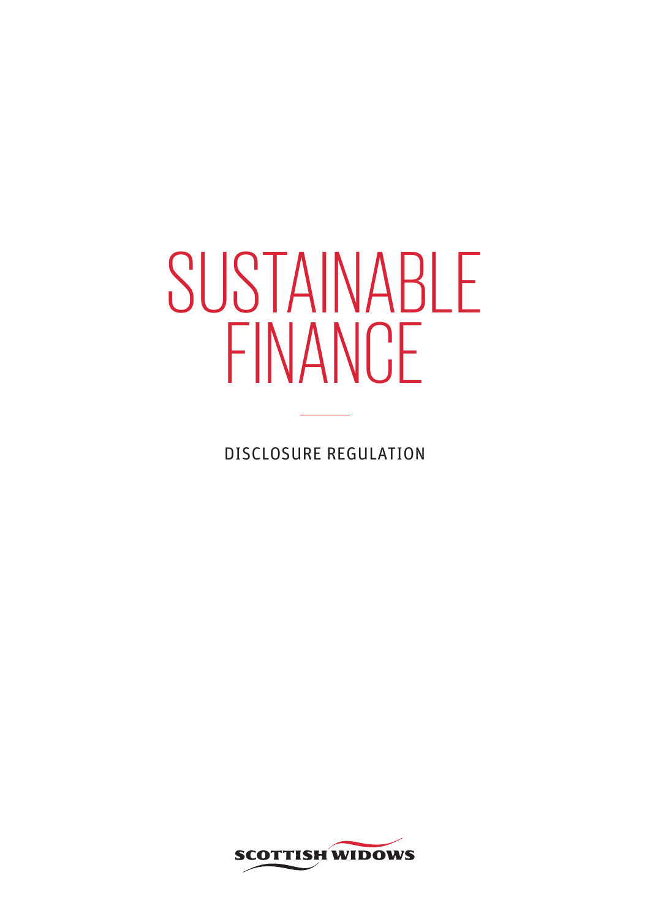# SUSTAINABLE FINANCE

DISCLOSURE REGULATION

SCOTTISH WIDOWS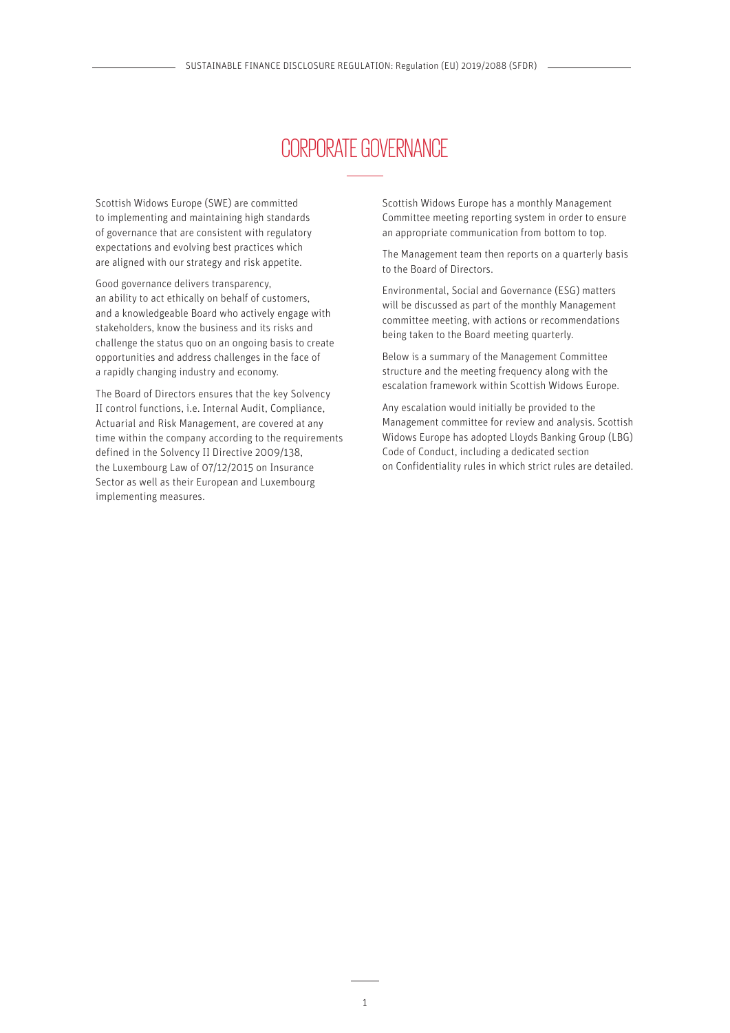# CORPORATE GOVERNANCE

Scottish Widows Europe (SWE) are committed to implementing and maintaining high standards of governance that are consistent with regulatory expectations and evolving best practices which are aligned with our strategy and risk appetite.

Good governance delivers transparency, an ability to act ethically on behalf of customers, and a knowledgeable Board who actively engage with stakeholders, know the business and its risks and challenge the status quo on an ongoing basis to create opportunities and address challenges in the face of a rapidly changing industry and economy.

The Board of Directors ensures that the key Solvency II control functions, i.e. Internal Audit, Compliance, Actuarial and Risk Management, are covered at any time within the company according to the requirements defined in the Solvency II Directive 2009/138, the Luxembourg Law of 07/12/2015 on Insurance Sector as well as their European and Luxembourg implementing measures.

Scottish Widows Europe has a monthly Management Committee meeting reporting system in order to ensure an appropriate communication from bottom to top.

The Management team then reports on a quarterly basis to the Board of Directors.

Environmental, Social and Governance (ESG) matters will be discussed as part of the monthly Management committee meeting, with actions or recommendations being taken to the Board meeting quarterly.

Below is a summary of the Management Committee structure and the meeting frequency along with the escalation framework within Scottish Widows Europe.

Any escalation would initially be provided to the Management committee for review and analysis. Scottish Widows Europe has adopted Lloyds Banking Group (LBG) Code of Conduct, including a dedicated section on Confidentiality rules in which strict rules are detailed.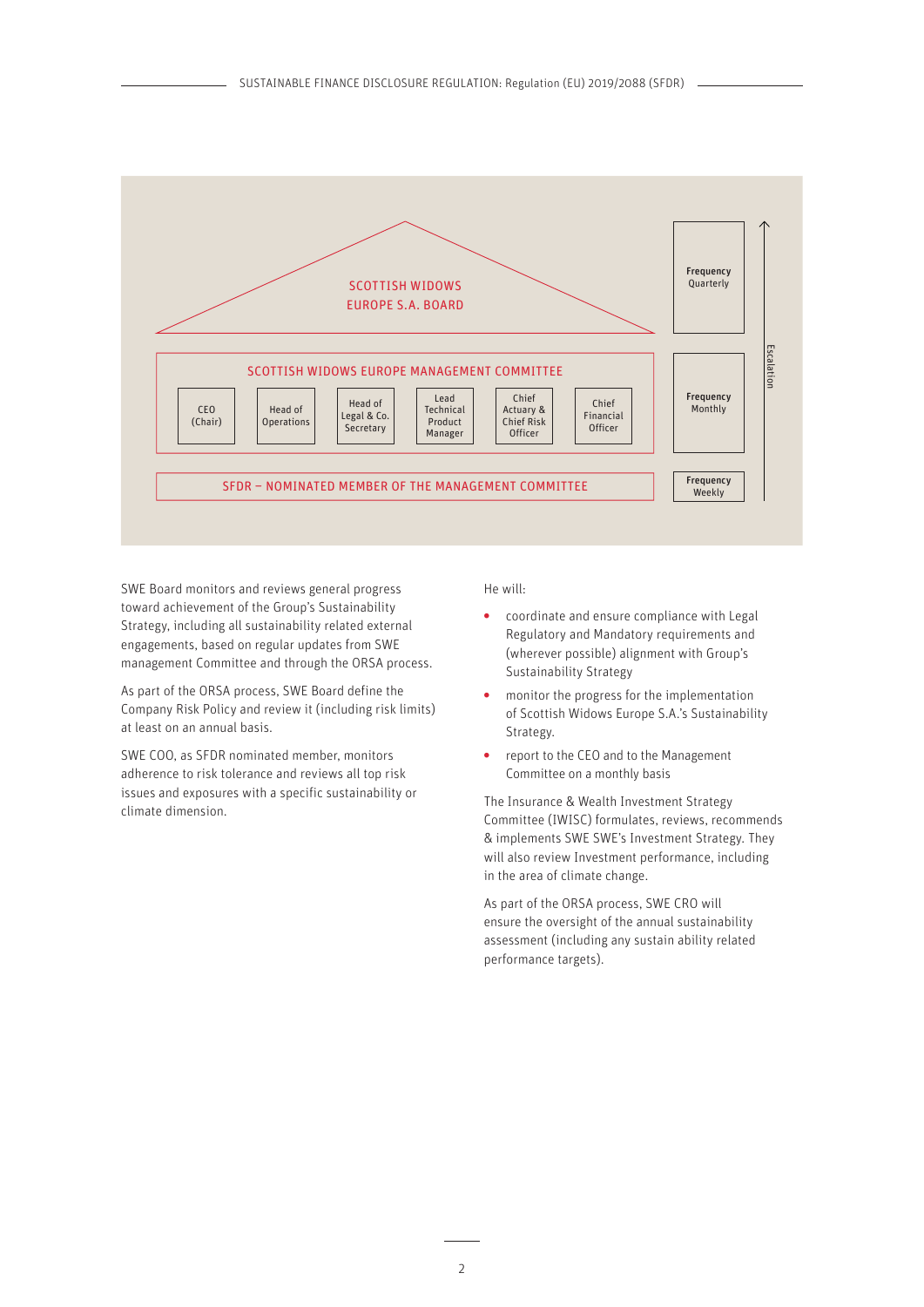**SCOTTISH WIDOWS EUROPE S.A. BOARD** — Frequency Quarterly

**SCOTTISH WIDOWS EUROPE MANAGEMENT COMMITTEE** — Frequency Monthly

- CEO (Chair)
- Head of Operations
- Head of Legal & Co. Secretary
- Lead Technical Product Manager
- Chief Actuary & Chief Risk Officer
- Chief Financial Officer

**SFDR – NOMINATED MEMBER OF THE MANAGEMENT COMMITTEE** — Frequency Weekly

Escalation

SWE Board monitors and reviews general progress toward achievement of the Group's Sustainability Strategy, including all sustainability related external engagements, based on regular updates from SWE management Committee and through the ORSA process.

As part of the ORSA process, SWE Board define the Company Risk Policy and review it (including risk limits) at least on an annual basis.

SWE COO, as SFDR nominated member, monitors adherence to risk tolerance and reviews all top risk issues and exposures with a specific sustainability or climate dimension.

He will:

- coordinate and ensure compliance with Legal Regulatory and Mandatory requirements and (wherever possible) alignment with Group's Sustainability Strategy
- monitor the progress for the implementation of Scottish Widows Europe S.A.'s Sustainability Strategy.
- report to the CEO and to the Management Committee on a monthly basis

The Insurance & Wealth Investment Strategy Committee (IWISC) formulates, reviews, recommends & implements SWE SWE's Investment Strategy. They will also review Investment performance, including in the area of climate change.

As part of the ORSA process, SWE CRO will ensure the oversight of the annual sustainability assessment (including any sustain ability related performance targets).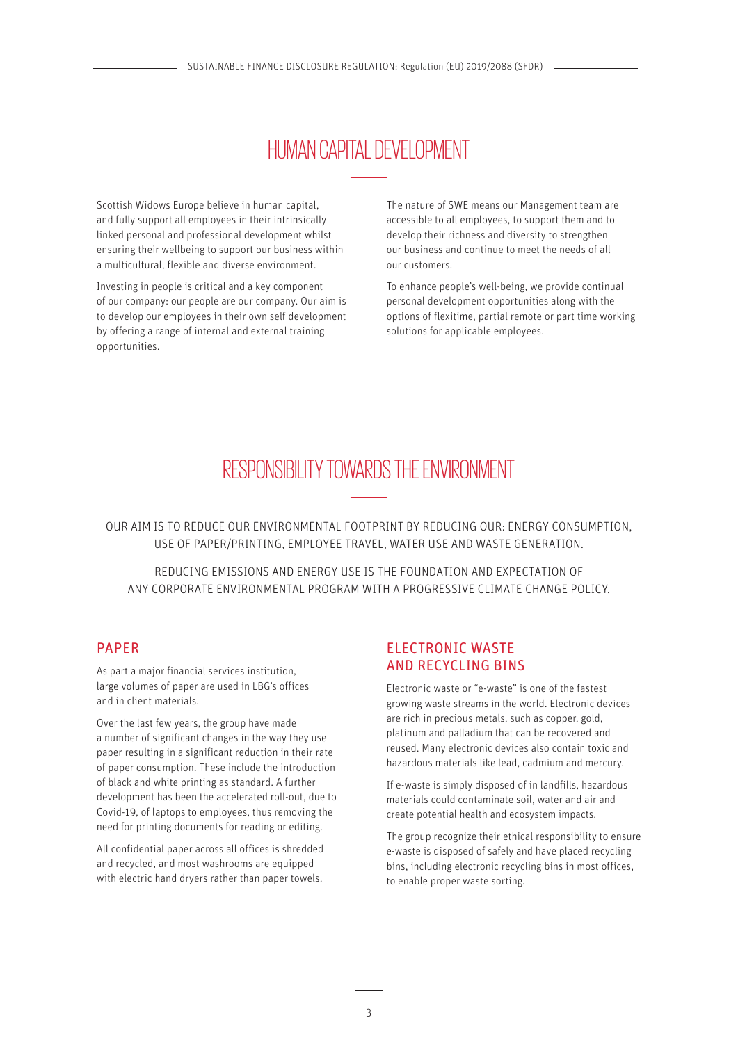# HUMAN CAPITAL DEVELOPMENT

Scottish Widows Europe believe in human capital, and fully support all employees in their intrinsically linked personal and professional development whilst ensuring their wellbeing to support our business within a multicultural, flexible and diverse environment.

Investing in people is critical and a key component of our company: our people are our company. Our aim is to develop our employees in their own self development by offering a range of internal and external training opportunities.

The nature of SWE means our Management team are accessible to all employees, to support them and to develop their richness and diversity to strengthen our business and continue to meet the needs of all our customers.

To enhance people's well-being, we provide continual personal development opportunities along with the options of flexitime, partial remote or part time working solutions for applicable employees.

# RESPONSIBILITY TOWARDS THE ENVIRONMENT

OUR AIM IS TO REDUCE OUR ENVIRONMENTAL FOOTPRINT BY REDUCING OUR: ENERGY CONSUMPTION, USE OF PAPER/PRINTING, EMPLOYEE TRAVEL, WATER USE AND WASTE GENERATION.

REDUCING EMISSIONS AND ENERGY USE IS THE FOUNDATION AND EXPECTATION OF ANY CORPORATE ENVIRONMENTAL PROGRAM WITH A PROGRESSIVE CLIMATE CHANGE POLICY.

## PAPER

As part a major financial services institution, large volumes of paper are used in LBG's offices and in client materials.

Over the last few years, the group have made a number of significant changes in the way they use paper resulting in a significant reduction in their rate of paper consumption. These include the introduction of black and white printing as standard. A further development has been the accelerated roll-out, due to Covid-19, of laptops to employees, thus removing the need for printing documents for reading or editing.

All confidential paper across all offices is shredded and recycled, and most washrooms are equipped with electric hand dryers rather than paper towels.

## ELECTRONIC WASTE AND RECYCLING BINS

Electronic waste or "e-waste" is one of the fastest growing waste streams in the world. Electronic devices are rich in precious metals, such as copper, gold, platinum and palladium that can be recovered and reused. Many electronic devices also contain toxic and hazardous materials like lead, cadmium and mercury.

If e-waste is simply disposed of in landfills, hazardous materials could contaminate soil, water and air and create potential health and ecosystem impacts.

The group recognize their ethical responsibility to ensure e-waste is disposed of safely and have placed recycling bins, including electronic recycling bins in most offices, to enable proper waste sorting.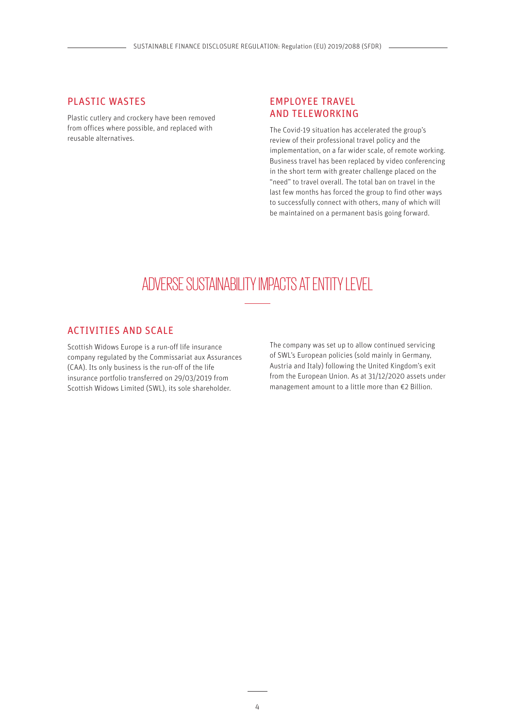## PLASTIC WASTES

Plastic cutlery and crockery have been removed from offices where possible, and replaced with reusable alternatives.

## EMPLOYEE TRAVEL AND TELEWORKING

The Covid-19 situation has accelerated the group's review of their professional travel policy and the implementation, on a far wider scale, of remote working. Business travel has been replaced by video conferencing in the short term with greater challenge placed on the "need" to travel overall. The total ban on travel in the last few months has forced the group to find other ways to successfully connect with others, many of which will be maintained on a permanent basis going forward.

# ADVERSE SUSTAINABILITY IMPACTS AT ENTITY LEVEL

## ACTIVITIES AND SCALE

Scottish Widows Europe is a run-off life insurance company regulated by the Commissariat aux Assurances (CAA). Its only business is the run-off of the life insurance portfolio transferred on 29/03/2019 from Scottish Widows Limited (SWL), its sole shareholder.

The company was set up to allow continued servicing of SWL's European policies (sold mainly in Germany, Austria and Italy) following the United Kingdom's exit from the European Union. As at 31/12/2020 assets under management amount to a little more than €2 Billion.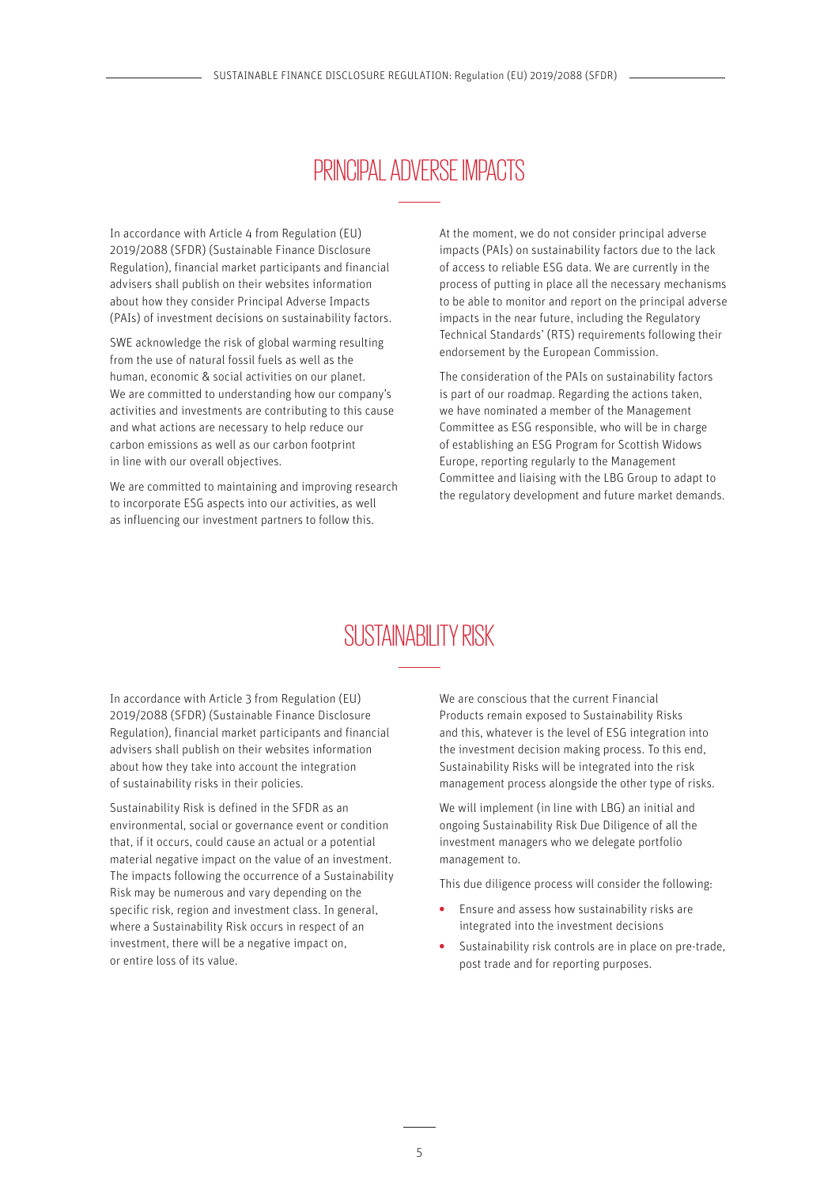# PRINCIPAL ADVERSE IMPACTS

In accordance with Article 4 from Regulation (EU) 2019/2088 (SFDR) (Sustainable Finance Disclosure Regulation), financial market participants and financial advisers shall publish on their websites information about how they consider Principal Adverse Impacts (PAIs) of investment decisions on sustainability factors.

SWE acknowledge the risk of global warming resulting from the use of natural fossil fuels as well as the human, economic & social activities on our planet. We are committed to understanding how our company's activities and investments are contributing to this cause and what actions are necessary to help reduce our carbon emissions as well as our carbon footprint in line with our overall objectives.

We are committed to maintaining and improving research to incorporate ESG aspects into our activities, as well as influencing our investment partners to follow this.

At the moment, we do not consider principal adverse impacts (PAIs) on sustainability factors due to the lack of access to reliable ESG data. We are currently in the process of putting in place all the necessary mechanisms to be able to monitor and report on the principal adverse impacts in the near future, including the Regulatory Technical Standards' (RTS) requirements following their endorsement by the European Commission.

The consideration of the PAIs on sustainability factors is part of our roadmap. Regarding the actions taken, we have nominated a member of the Management Committee as ESG responsible, who will be in charge of establishing an ESG Program for Scottish Widows Europe, reporting regularly to the Management Committee and liaising with the LBG Group to adapt to the regulatory development and future market demands.

# SUSTAINABILITY RISK

In accordance with Article 3 from Regulation (EU) 2019/2088 (SFDR) (Sustainable Finance Disclosure Regulation), financial market participants and financial advisers shall publish on their websites information about how they take into account the integration of sustainability risks in their policies.

Sustainability Risk is defined in the SFDR as an environmental, social or governance event or condition that, if it occurs, could cause an actual or a potential material negative impact on the value of an investment. The impacts following the occurrence of a Sustainability Risk may be numerous and vary depending on the specific risk, region and investment class. In general, where a Sustainability Risk occurs in respect of an investment, there will be a negative impact on, or entire loss of its value.

We are conscious that the current Financial Products remain exposed to Sustainability Risks and this, whatever is the level of ESG integration into the investment decision making process. To this end, Sustainability Risks will be integrated into the risk management process alongside the other type of risks.

We will implement (in line with LBG) an initial and ongoing Sustainability Risk Due Diligence of all the investment managers who we delegate portfolio management to.

This due diligence process will consider the following:

- Ensure and assess how sustainability risks are integrated into the investment decisions
- Sustainability risk controls are in place on pre-trade, post trade and for reporting purposes.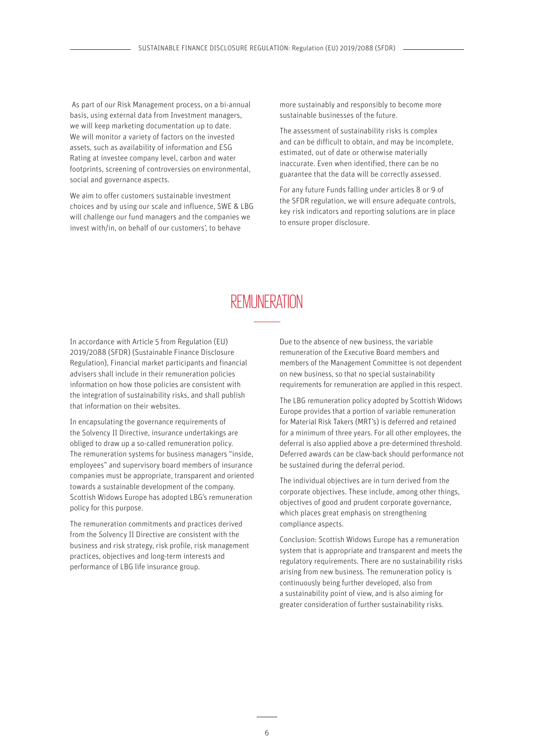As part of our Risk Management process, on a bi-annual basis, using external data from Investment managers, we will keep marketing documentation up to date. We will monitor a variety of factors on the invested assets, such as availability of information and ESG Rating at investee company level, carbon and water footprints, screening of controversies on environmental, social and governance aspects.

We aim to offer customers sustainable investment choices and by using our scale and influence, SWE & LBG will challenge our fund managers and the companies we invest with/in, on behalf of our customers', to behave more sustainably and responsibly to become more sustainable businesses of the future.

The assessment of sustainability risks is complex and can be difficult to obtain, and may be incomplete, estimated, out of date or otherwise materially inaccurate. Even when identified, there can be no guarantee that the data will be correctly assessed.

For any future Funds falling under articles 8 or 9 of the SFDR regulation, we will ensure adequate controls, key risk indicators and reporting solutions are in place to ensure proper disclosure.

# REMUNERATION

In accordance with Article 5 from Regulation (EU) 2019/2088 (SFDR) (Sustainable Finance Disclosure Regulation), Financial market participants and financial advisers shall include in their remuneration policies information on how those policies are consistent with the integration of sustainability risks, and shall publish that information on their websites.

In encapsulating the governance requirements of the Solvency II Directive, insurance undertakings are obliged to draw up a so-called remuneration policy. The remuneration systems for business managers "inside, employees" and supervisory board members of insurance companies must be appropriate, transparent and oriented towards a sustainable development of the company. Scottish Widows Europe has adopted LBG's remuneration policy for this purpose.

The remuneration commitments and practices derived from the Solvency II Directive are consistent with the business and risk strategy, risk profile, risk management practices, objectives and long-term interests and performance of LBG life insurance group.

Due to the absence of new business, the variable remuneration of the Executive Board members and members of the Management Committee is not dependent on new business, so that no special sustainability requirements for remuneration are applied in this respect.

The LBG remuneration policy adopted by Scottish Widows Europe provides that a portion of variable remuneration for Material Risk Takers (MRT's) is deferred and retained for a minimum of three years. For all other employees, the deferral is also applied above a pre-determined threshold. Deferred awards can be claw-back should performance not be sustained during the deferral period.

The individual objectives are in turn derived from the corporate objectives. These include, among other things, objectives of good and prudent corporate governance, which places great emphasis on strengthening compliance aspects.

Conclusion: Scottish Widows Europe has a remuneration system that is appropriate and transparent and meets the regulatory requirements. There are no sustainability risks arising from new business. The remuneration policy is continuously being further developed, also from a sustainability point of view, and is also aiming for greater consideration of further sustainability risks.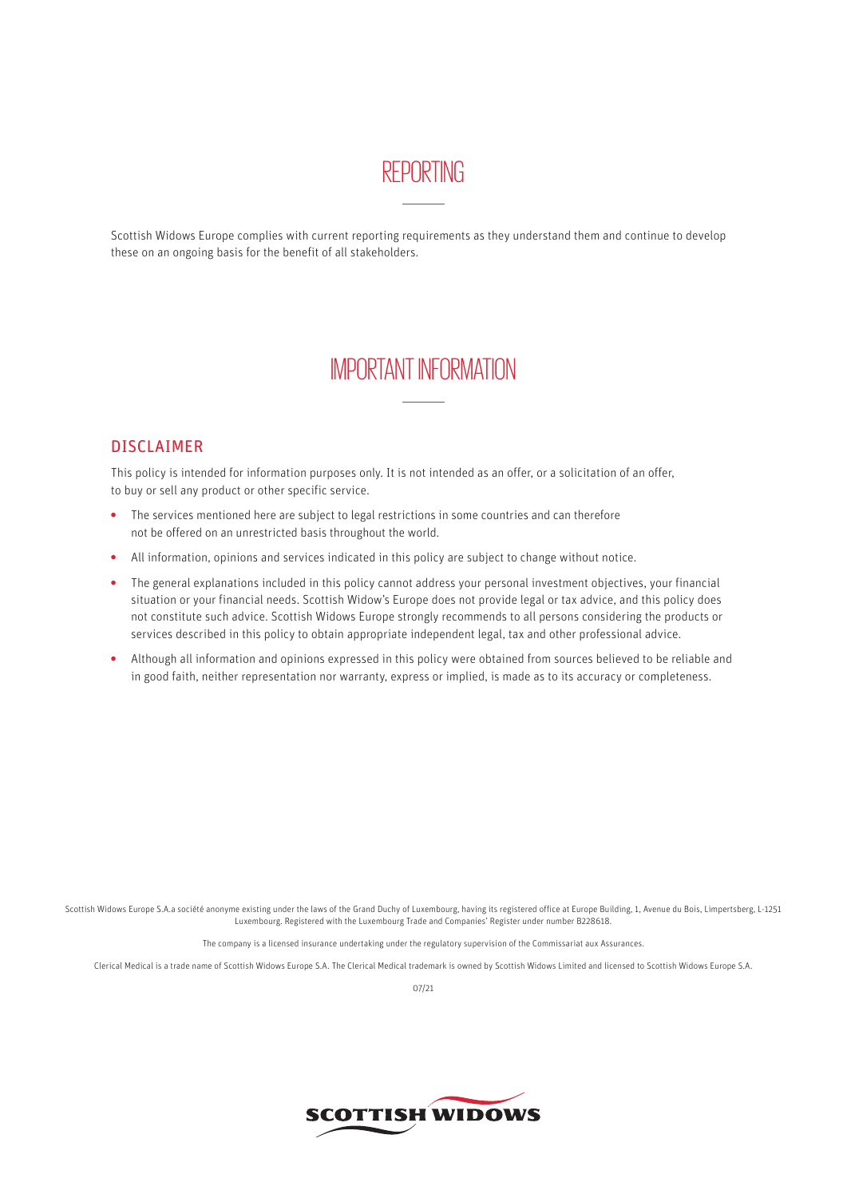# REPORTING

Scottish Widows Europe complies with current reporting requirements as they understand them and continue to develop these on an ongoing basis for the benefit of all stakeholders.

# IMPORTANT INFORMATION

## DISCLAIMER

This policy is intended for information purposes only. It is not intended as an offer, or a solicitation of an offer, to buy or sell any product or other specific service.

- The services mentioned here are subject to legal restrictions in some countries and can therefore not be offered on an unrestricted basis throughout the world.
- All information, opinions and services indicated in this policy are subject to change without notice.
- The general explanations included in this policy cannot address your personal investment objectives, your financial situation or your financial needs. Scottish Widow's Europe does not provide legal or tax advice, and this policy does not constitute such advice. Scottish Widows Europe strongly recommends to all persons considering the products or services described in this policy to obtain appropriate independent legal, tax and other professional advice.
- Although all information and opinions expressed in this policy were obtained from sources believed to be reliable and in good faith, neither representation nor warranty, express or implied, is made as to its accuracy or completeness.

Scottish Widows Europe S.A.a société anonyme existing under the laws of the Grand Duchy of Luxembourg, having its registered office at Europe Building, 1, Avenue du Bois, Limpertsberg, L-1251 Luxembourg. Registered with the Luxembourg Trade and Companies' Register under number B228618.

The company is a licensed insurance undertaking under the regulatory supervision of the Commissariat aux Assurances.

Clerical Medical is a trade name of Scottish Widows Europe S.A. The Clerical Medical trademark is owned by Scottish Widows Limited and licensed to Scottish Widows Europe S.A.

07/21

SCOTTISH WIDOWS